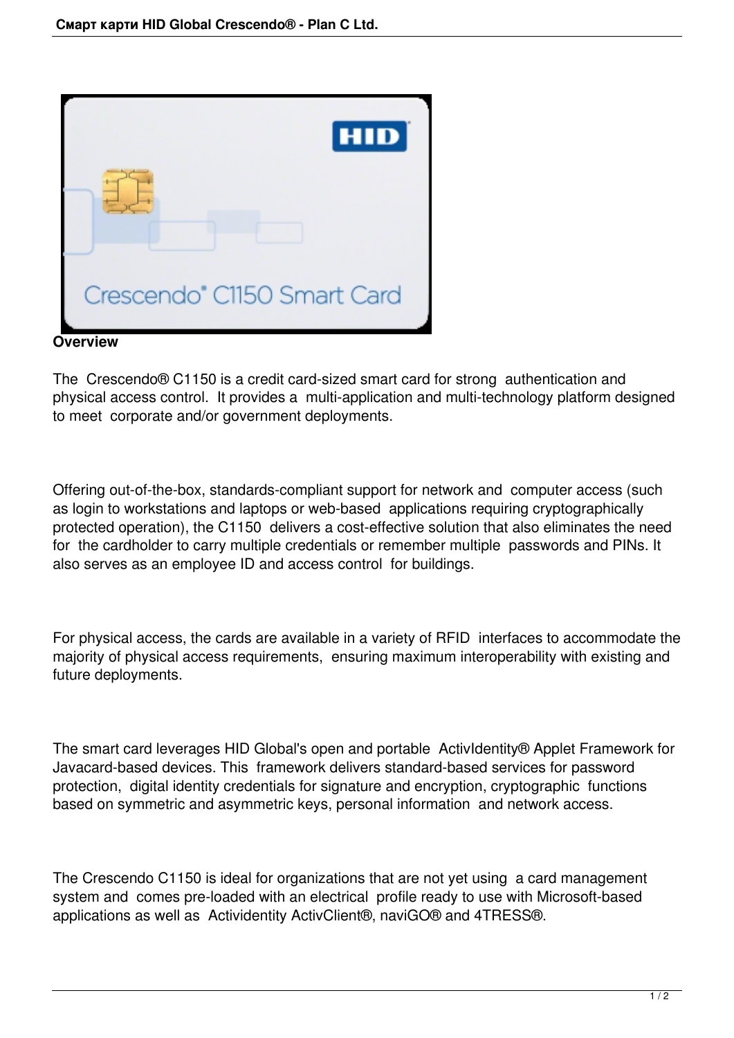## Overview

The Crescendo® C1150 is a credit card-sized smart card for strong authentication and physical access control. It provides a multi-application and multi-technology platform designed to meet corporate and/or government deployments.

Offering out-of-the-box, standards-compliant support for network and computer access (such as login to workstations and laptops or web-based applications requiring cryptographically protected operation), the C1150 delivers a cost-effective solution that also eliminates the need for the cardholder to carry multiple credentials or remember multiple passwords and PINs. It also serves as an employee ID and access control for buildings.

For physical access, the cards are available in a variety of RFID interfaces to accommodate the majority of physical access requirements, ensuring maximum interoperability with existing and future deployments.

The smart card leverages HID Global's open and portable ActivIdentity® Applet Framework for Javacard-based devices. This framework delivers standard-based services for password protection, digital identity credentials for signature and encryption, cryptographic functions based on symmetric and asymmetric keys, personal information and network access.

The Crescendo C1150 is ideal for organizations that are not yet using a card management system and comes pre-loaded with an electrical profile ready to use with Microsoft-based applications as well as Actividentity ActivClient®, naviGO® and 4TRESS®.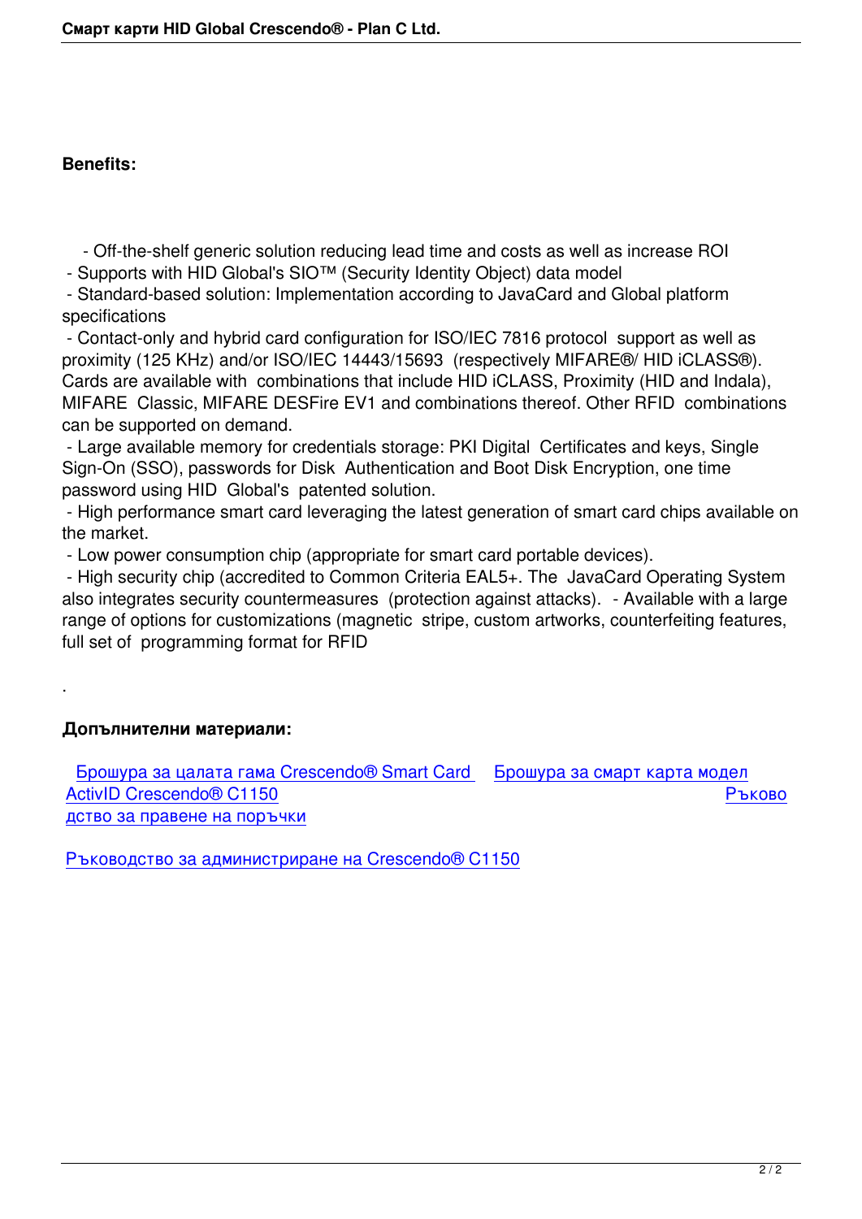**Benefits:**

- Off-the-shelf generic solution reducing lead time and costs as well as increase ROI
- Supports with HID Global's SIO™ (Security Identity Object) data model
- Standard-based solution: Implementation according to JavaCard and Global platform specifications
- Contact-only and hybrid card configuration for ISO/IEC 7816 protocol support as well as proximity (125 KHz) and/or ISO/IEC 14443/15693 (respectively MIFARE®/ HID iCLASS®). Cards are available with combinations that include HID iCLASS, Proximity (HID and Indala), MIFARE Classic, MIFARE DESFire EV1 and combinations thereof. Other RFID combinations can be supported on demand.
- Large available memory for credentials storage: PKI Digital Certificates and keys, Single Sign-On (SSO), passwords for Disk Authentication and Boot Disk Encryption, one time password using HID Global's patented solution.
- High performance smart card leveraging the latest generation of smart card chips available on the market.
- Low power consumption chip (appropriate for smart card portable devices).
- High security chip (accredited to Common Criteria EAL5+. The JavaCard Operating System also integrates security countermeasures (protection against attacks). - Available with a large range of options for customizations (magnetic stripe, custom artworks, counterfeiting features, full set of programming format for RFID

.

**Допълнителни материали:**

Брошура за цялата гама Crescendo® Smart Card  Брошура за смарт карта модел ActivID Crescendo® C1150  Ръководство за правене на поръчки

Ръководство за администриране на Crescendo® C1150